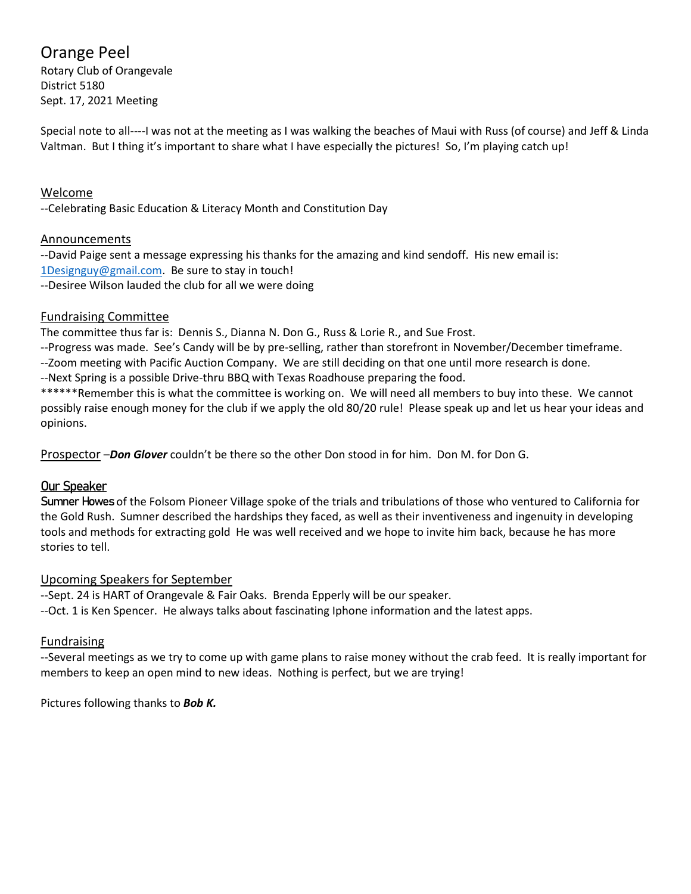# Orange Peel

Rotary Club of Orangevale
District 5180
Sept. 17, 2021 Meeting

Special note to all----I was not at the meeting as I was walking the beaches of Maui with Russ (of course) and Jeff & Linda Valtman. But I thing it's important to share what I have especially the pictures! So, I'm playing catch up!

## Welcome

--Celebrating Basic Education & Literacy Month and Constitution Day

## Announcements

--David Paige sent a message expressing his thanks for the amazing and kind sendoff. His new email is: 1Designguy@gmail.com. Be sure to stay in touch!
--Desiree Wilson lauded the club for all we were doing

## Fundraising Committee

The committee thus far is: Dennis S., Dianna N. Don G., Russ & Lorie R., and Sue Frost.
--Progress was made. See's Candy will be by pre-selling, rather than storefront in November/December timeframe.
--Zoom meeting with Pacific Auction Company. We are still deciding on that one until more research is done.
--Next Spring is a possible Drive-thru BBQ with Texas Roadhouse preparing the food.
******Remember this is what the committee is working on. We will need all members to buy into these. We cannot possibly raise enough money for the club if we apply the old 80/20 rule! Please speak up and let us hear your ideas and opinions.

## Prospector

–***Don Glover*** couldn't be there so the other Don stood in for him. Don M. for Don G.

## Our Speaker

Sumner Howes of the Folsom Pioneer Village spoke of the trials and tribulations of those who ventured to California for the Gold Rush. Sumner described the hardships they faced, as well as their inventiveness and ingenuity in developing tools and methods for extracting gold He was well received and we hope to invite him back, because he has more stories to tell.

## Upcoming Speakers for September

--Sept. 24 is HART of Orangevale & Fair Oaks. Brenda Epperly will be our speaker.
--Oct. 1 is Ken Spencer. He always talks about fascinating Iphone information and the latest apps.

## Fundraising

--Several meetings as we try to come up with game plans to raise money without the crab feed. It is really important for members to keep an open mind to new ideas. Nothing is perfect, but we are trying!

Pictures following thanks to ***Bob K.***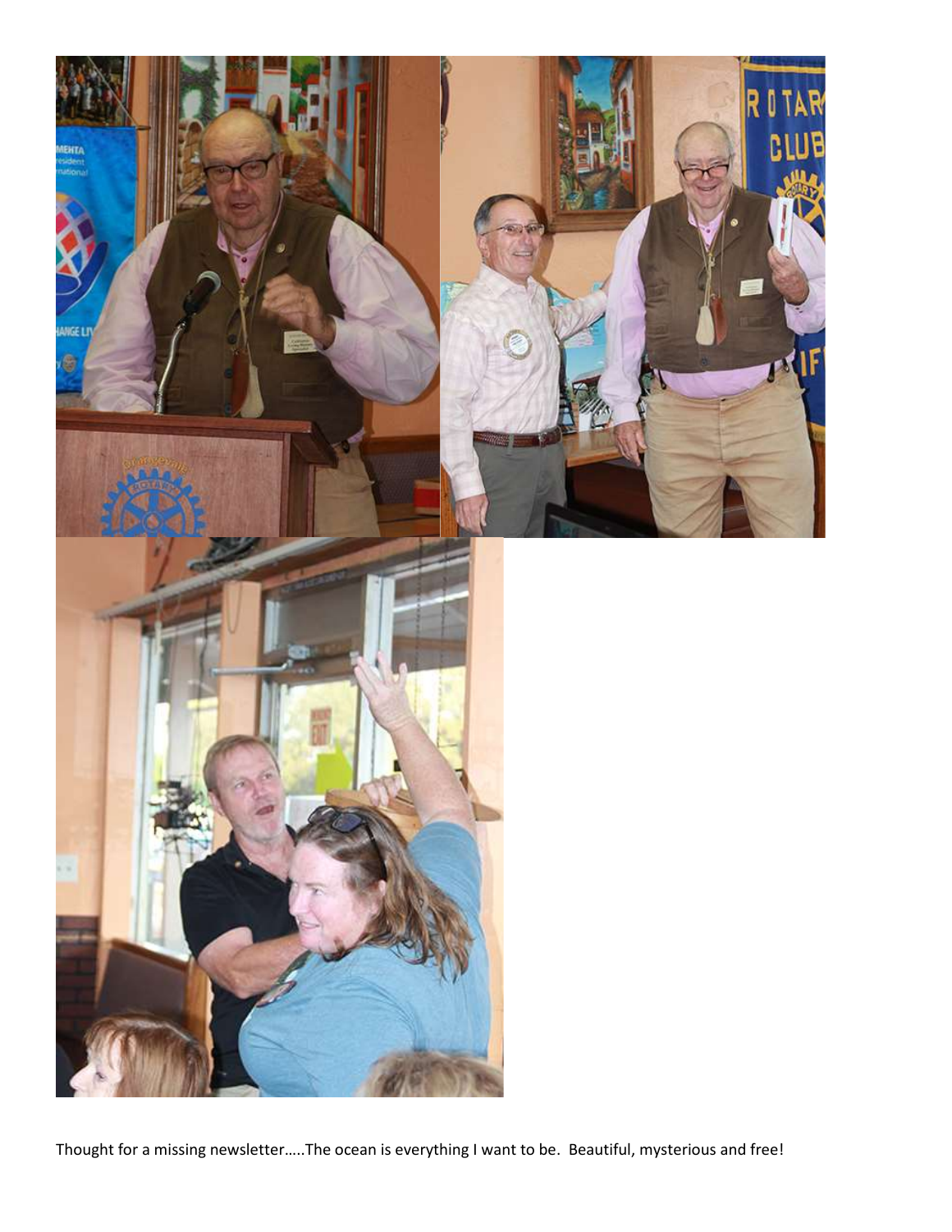Thought for a missing newsletter…..The ocean is everything I want to be. Beautiful, mysterious and free!